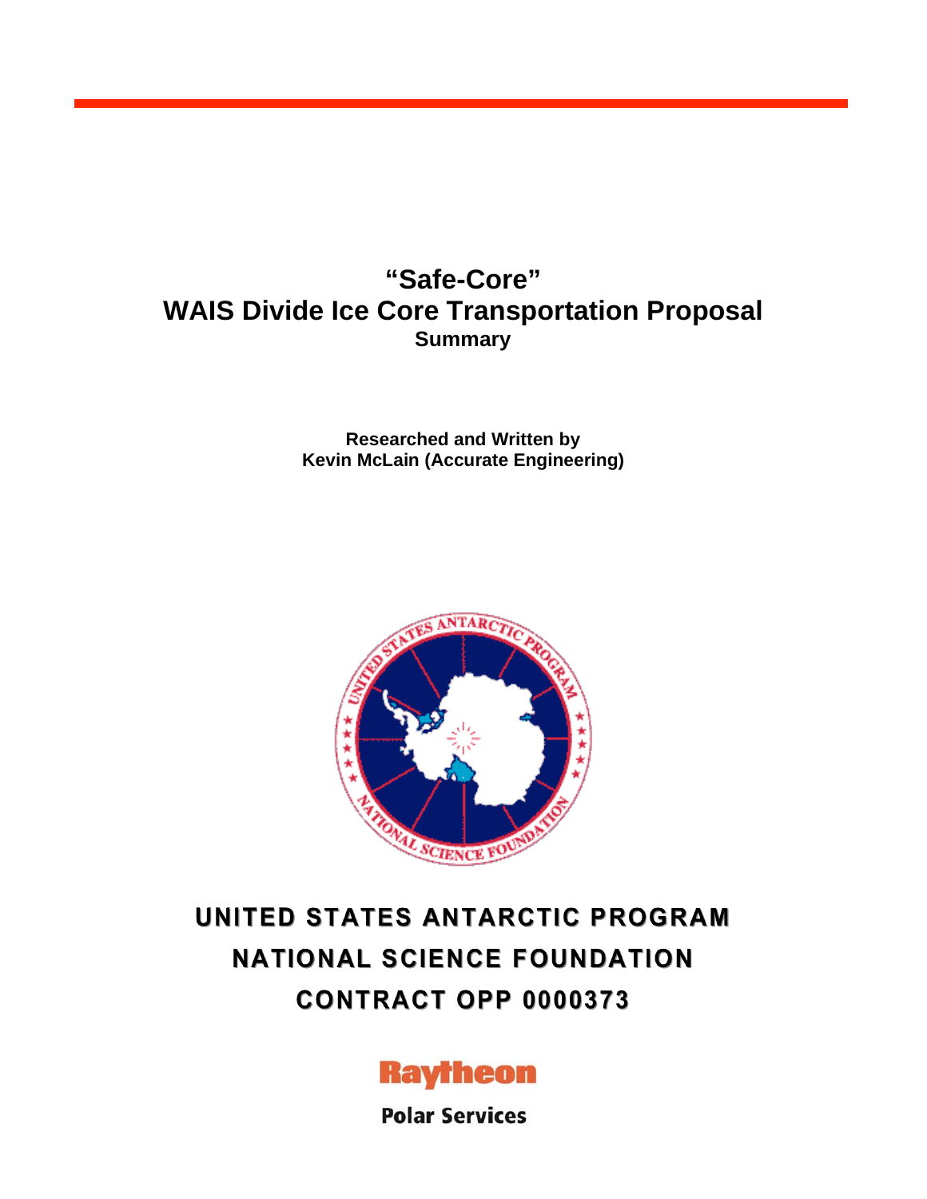# "Safe-Core"
# WAIS Divide Ice Core Transportation Proposal
## Summary

**Researched and Written by**
**Kevin McLain (Accurate Engineering)**

**UNITED STATES ANTARCTIC PROGRAM**

**NATIONAL SCIENCE FOUNDATION**

**CONTRACT OPP 0000373**

**Raytheon**

**Polar Services**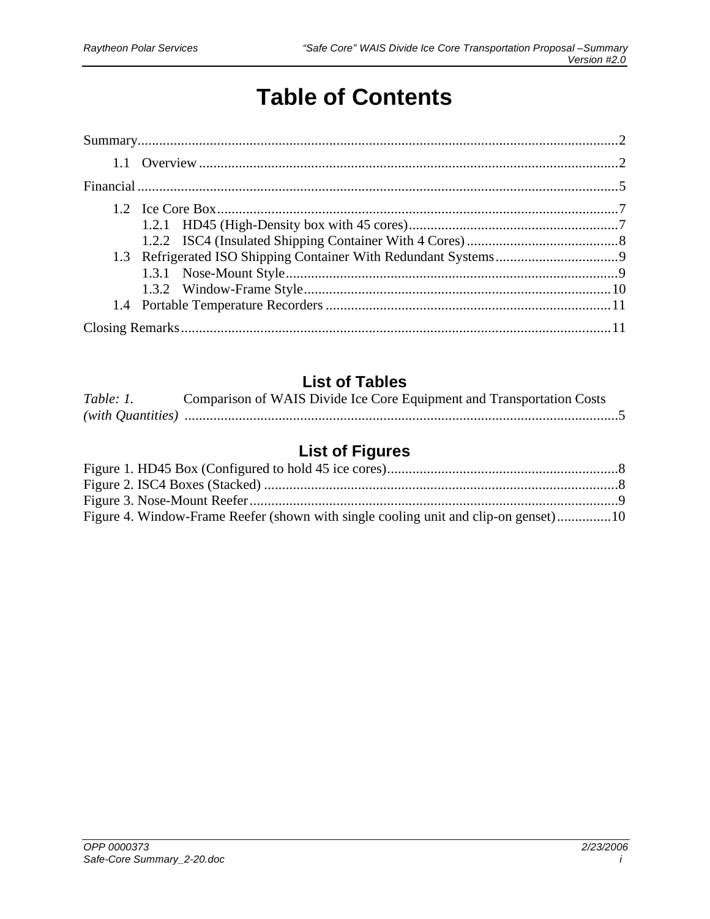# Table of Contents

Summary....................................................................................................................2

1.1 Overview ..................................................................................................................2

Financial ....................................................................................................................5

1.2 Ice Core Box..............................................................................................................7

1.2.1 HD45 (High-Density box with 45 cores)..........................................................7

1.2.2 ISC4 (Insulated Shipping Container With 4 Cores)..........................................8

1.3 Refrigerated ISO Shipping Container With Redundant Systems..................................9

1.3.1 Nose-Mount Style...........................................................................................9

1.3.2 Window-Frame Style.....................................................................................10

1.4 Portable Temperature Recorders ...............................................................................11

Closing Remarks........................................................................................................11

## List of Tables

*Table: 1.* Comparison of WAIS Divide Ice Core Equipment and Transportation Costs *(with Quantities)* .........................................................................................................5

## List of Figures

Figure 1. HD45 Box (Configured to hold 45 ice cores)................................................................8

Figure 2. ISC4 Boxes (Stacked) ..................................................................................................8

Figure 3. Nose-Mount Reefer......................................................................................................9

Figure 4. Window-Frame Reefer (shown with single cooling unit and clip-on genset)...............10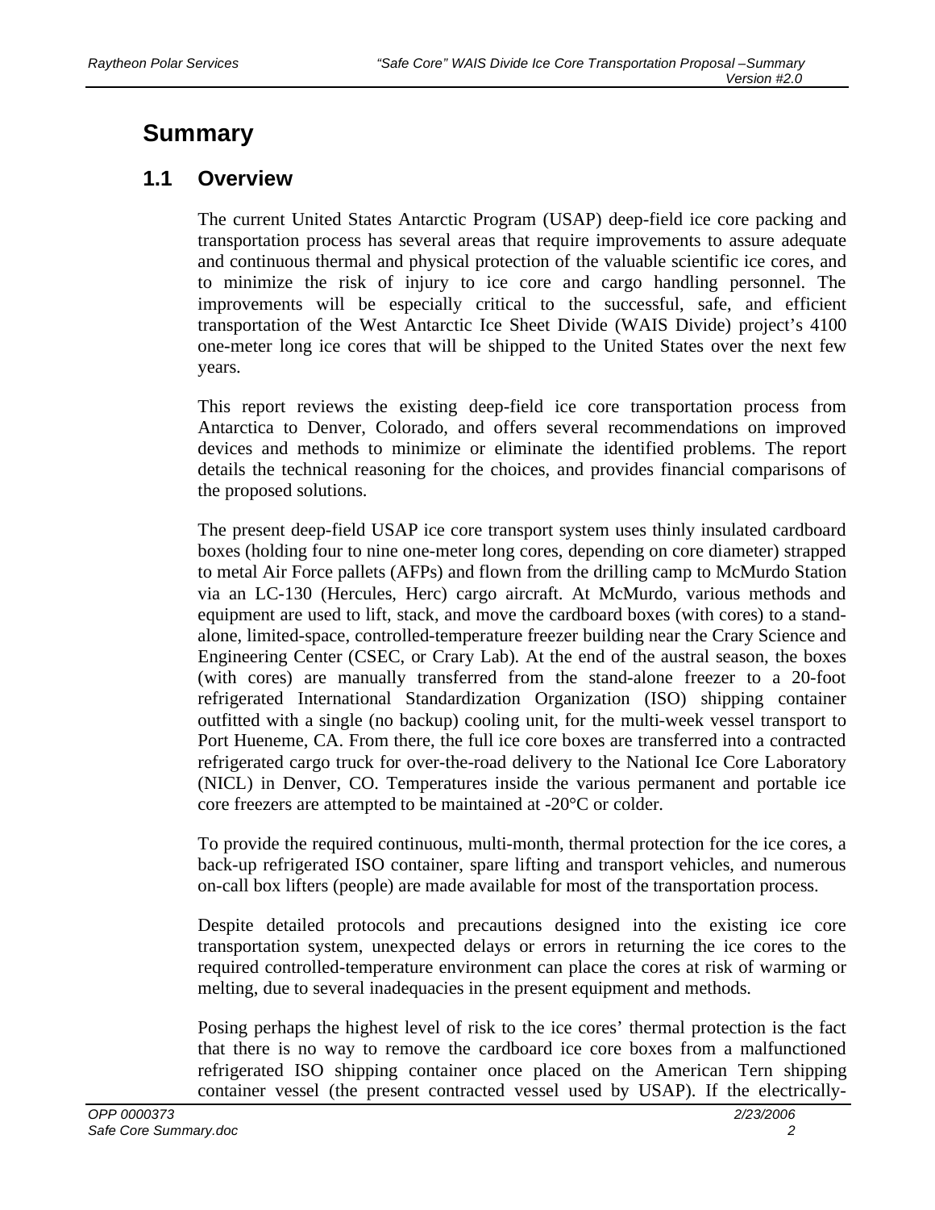# Summary

## 1.1 Overview

The current United States Antarctic Program (USAP) deep-field ice core packing and transportation process has several areas that require improvements to assure adequate and continuous thermal and physical protection of the valuable scientific ice cores, and to minimize the risk of injury to ice core and cargo handling personnel. The improvements will be especially critical to the successful, safe, and efficient transportation of the West Antarctic Ice Sheet Divide (WAIS Divide) project's 4100 one-meter long ice cores that will be shipped to the United States over the next few years.

This report reviews the existing deep-field ice core transportation process from Antarctica to Denver, Colorado, and offers several recommendations on improved devices and methods to minimize or eliminate the identified problems. The report details the technical reasoning for the choices, and provides financial comparisons of the proposed solutions.

The present deep-field USAP ice core transport system uses thinly insulated cardboard boxes (holding four to nine one-meter long cores, depending on core diameter) strapped to metal Air Force pallets (AFPs) and flown from the drilling camp to McMurdo Station via an LC-130 (Hercules, Herc) cargo aircraft. At McMurdo, various methods and equipment are used to lift, stack, and move the cardboard boxes (with cores) to a stand-alone, limited-space, controlled-temperature freezer building near the Crary Science and Engineering Center (CSEC, or Crary Lab). At the end of the austral season, the boxes (with cores) are manually transferred from the stand-alone freezer to a 20-foot refrigerated International Standardization Organization (ISO) shipping container outfitted with a single (no backup) cooling unit, for the multi-week vessel transport to Port Hueneme, CA. From there, the full ice core boxes are transferred into a contracted refrigerated cargo truck for over-the-road delivery to the National Ice Core Laboratory (NICL) in Denver, CO. Temperatures inside the various permanent and portable ice core freezers are attempted to be maintained at -20°C or colder.

To provide the required continuous, multi-month, thermal protection for the ice cores, a back-up refrigerated ISO container, spare lifting and transport vehicles, and numerous on-call box lifters (people) are made available for most of the transportation process.

Despite detailed protocols and precautions designed into the existing ice core transportation system, unexpected delays or errors in returning the ice cores to the required controlled-temperature environment can place the cores at risk of warming or melting, due to several inadequacies in the present equipment and methods.

Posing perhaps the highest level of risk to the ice cores' thermal protection is the fact that there is no way to remove the cardboard ice core boxes from a malfunctioned refrigerated ISO shipping container once placed on the American Tern shipping container vessel (the present contracted vessel used by USAP). If the electrically-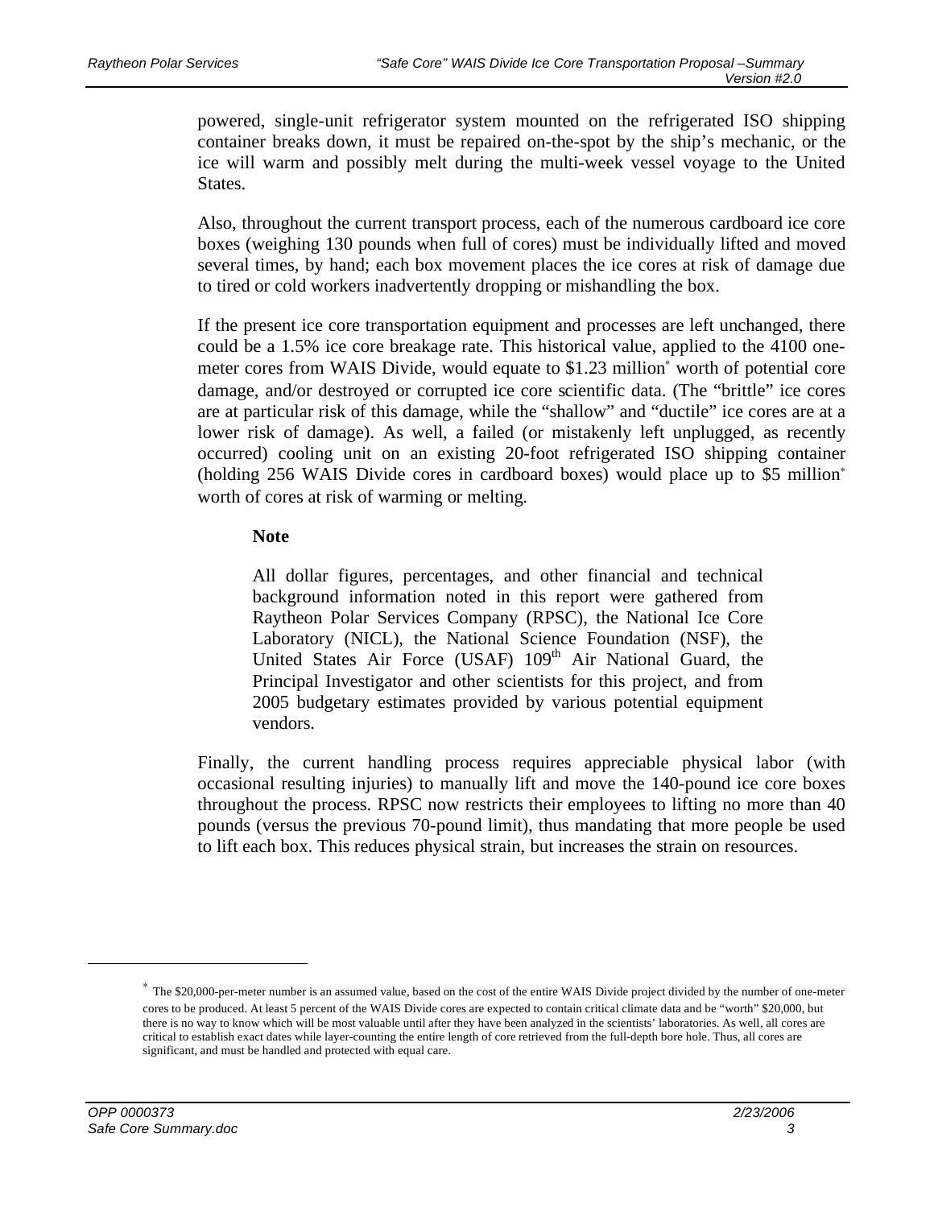powered, single-unit refrigerator system mounted on the refrigerated ISO shipping container breaks down, it must be repaired on-the-spot by the ship's mechanic, or the ice will warm and possibly melt during the multi-week vessel voyage to the United States.

Also, throughout the current transport process, each of the numerous cardboard ice core boxes (weighing 130 pounds when full of cores) must be individually lifted and moved several times, by hand; each box movement places the ice cores at risk of damage due to tired or cold workers inadvertently dropping or mishandling the box.

If the present ice core transportation equipment and processes are left unchanged, there could be a 1.5% ice core breakage rate. This historical value, applied to the 4100 one-meter cores from WAIS Divide, would equate to $1.23 million* worth of potential core damage, and/or destroyed or corrupted ice core scientific data. (The "brittle" ice cores are at particular risk of this damage, while the "shallow" and "ductile" ice cores are at a lower risk of damage). As well, a failed (or mistakenly left unplugged, as recently occurred) cooling unit on an existing 20-foot refrigerated ISO shipping container (holding 256 WAIS Divide cores in cardboard boxes) would place up to $5 million* worth of cores at risk of warming or melting.

> **Note**
>
> All dollar figures, percentages, and other financial and technical background information noted in this report were gathered from Raytheon Polar Services Company (RPSC), the National Ice Core Laboratory (NICL), the National Science Foundation (NSF), the United States Air Force (USAF) 109th Air National Guard, the Principal Investigator and other scientists for this project, and from 2005 budgetary estimates provided by various potential equipment vendors.

Finally, the current handling process requires appreciable physical labor (with occasional resulting injuries) to manually lift and move the 140-pound ice core boxes throughout the process. RPSC now restricts their employees to lifting no more than 40 pounds (versus the previous 70-pound limit), thus mandating that more people be used to lift each box. This reduces physical strain, but increases the strain on resources.

---

* The $20,000-per-meter number is an assumed value, based on the cost of the entire WAIS Divide project divided by the number of one-meter cores to be produced. At least 5 percent of the WAIS Divide cores are expected to contain critical climate data and be "worth" $20,000, but there is no way to know which will be most valuable until after they have been analyzed in the scientists' laboratories. As well, all cores are critical to establish exact dates while layer-counting the entire length of core retrieved from the full-depth bore hole. Thus, all cores are significant, and must be handled and protected with equal care.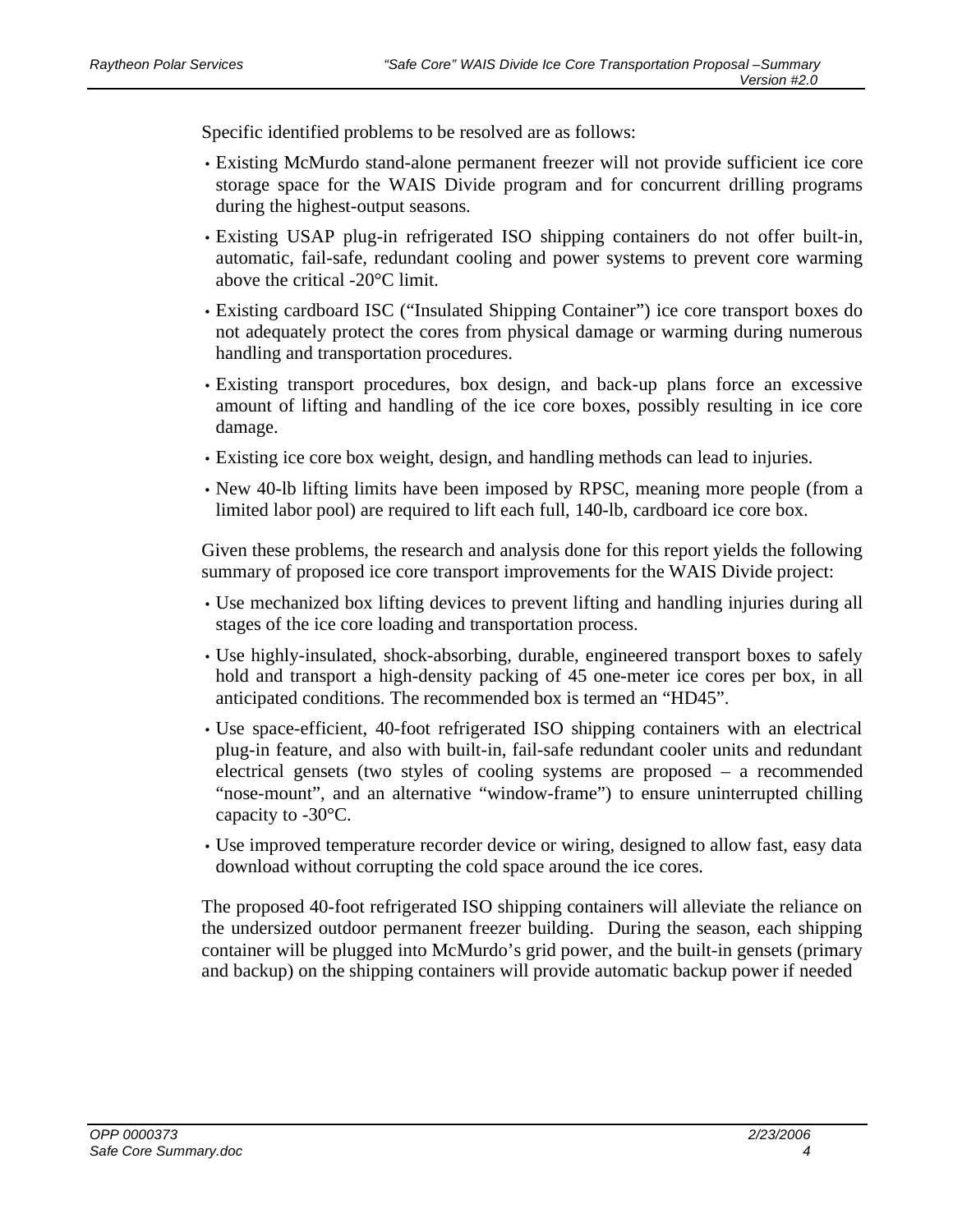Specific identified problems to be resolved are as follows:

- Existing McMurdo stand-alone permanent freezer will not provide sufficient ice core storage space for the WAIS Divide program and for concurrent drilling programs during the highest-output seasons.
- Existing USAP plug-in refrigerated ISO shipping containers do not offer built-in, automatic, fail-safe, redundant cooling and power systems to prevent core warming above the critical -20°C limit.
- Existing cardboard ISC ("Insulated Shipping Container") ice core transport boxes do not adequately protect the cores from physical damage or warming during numerous handling and transportation procedures.
- Existing transport procedures, box design, and back-up plans force an excessive amount of lifting and handling of the ice core boxes, possibly resulting in ice core damage.
- Existing ice core box weight, design, and handling methods can lead to injuries.
- New 40-lb lifting limits have been imposed by RPSC, meaning more people (from a limited labor pool) are required to lift each full, 140-lb, cardboard ice core box.

Given these problems, the research and analysis done for this report yields the following summary of proposed ice core transport improvements for the WAIS Divide project:

- Use mechanized box lifting devices to prevent lifting and handling injuries during all stages of the ice core loading and transportation process.
- Use highly-insulated, shock-absorbing, durable, engineered transport boxes to safely hold and transport a high-density packing of 45 one-meter ice cores per box, in all anticipated conditions. The recommended box is termed an "HD45".
- Use space-efficient, 40-foot refrigerated ISO shipping containers with an electrical plug-in feature, and also with built-in, fail-safe redundant cooler units and redundant electrical gensets (two styles of cooling systems are proposed – a recommended "nose-mount", and an alternative "window-frame") to ensure uninterrupted chilling capacity to -30°C.
- Use improved temperature recorder device or wiring, designed to allow fast, easy data download without corrupting the cold space around the ice cores.

The proposed 40-foot refrigerated ISO shipping containers will alleviate the reliance on the undersized outdoor permanent freezer building. During the season, each shipping container will be plugged into McMurdo's grid power, and the built-in gensets (primary and backup) on the shipping containers will provide automatic backup power if needed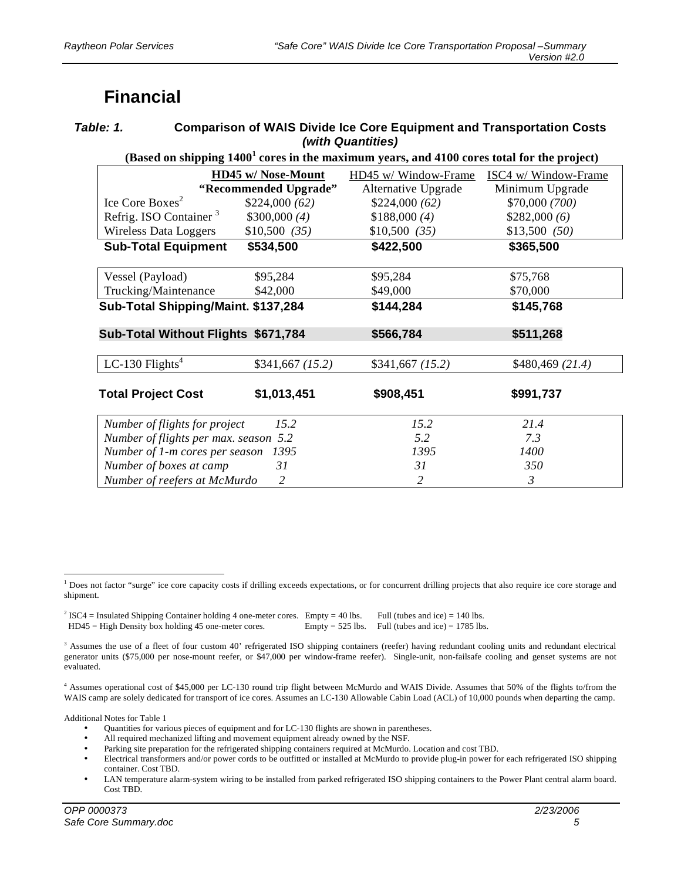# Financial

***Table: 1.*** **Comparison of WAIS Divide Ice Core Equipment and Transportation Costs *(with Quantities)***

**(Based on shipping 1400[1] cores in the maximum years, and 4100 cores total for the project)**

| | HD45 w/ Nose-Mount "Recommended Upgrade" | HD45 w/ Window-Frame Alternative Upgrade | ISC4 w/ Window-Frame Minimum Upgrade |
|---|---|---|---|
| Ice Core Boxes[2] | $224,000 *(62)* | $224,000 *(62)* | $70,000 *(700)* |
| Refrig. ISO Container [3] | $300,000 *(4)* | $188,000 *(4)* | $282,000 *(6)* |
| Wireless Data Loggers | $10,500 *(35)* | $10,500 *(35)* | $13,500 *(50)* |
| **Sub-Total Equipment** | **$534,500** | **$422,500** | **$365,500** |
| Vessel (Payload) | $95,284 | $95,284 | $75,768 |
| Trucking/Maintenance | $42,000 | $49,000 | $70,000 |
| **Sub-Total Shipping/Maint.** | **$137,284** | **$144,284** | **$145,768** |
| **Sub-Total Without Flights** | **$671,784** | **$566,784** | **$511,268** |
| LC-130 Flights[4] | $341,667 *(15.2)* | $341,667 *(15.2)* | $480,469 *(21.4)* |
| **Total Project Cost** | **$1,013,451** | **$908,451** | **$991,737** |
| *Number of flights for project* | *15.2* | *15.2* | *21.4* |
| *Number of flights per max. season* | *5.2* | *5.2* | *7.3* |
| *Number of 1-m cores per season* | *1395* | *1395* | *1400* |
| *Number of boxes at camp* | *31* | *31* | *350* |
| *Number of reefers at McMurdo* | *2* | *2* | *3* |

[1] Does not factor "surge" ice core capacity costs if drilling exceeds expectations, or for concurrent drilling projects that also require ice core storage and shipment.

[2] ISC4 = Insulated Shipping Container holding 4 one-meter cores. Empty = 40 lbs. Full (tubes and ice) = 140 lbs.
HD45 = High Density box holding 45 one-meter cores. Empty = 525 lbs. Full (tubes and ice) = 1785 lbs.

[3] Assumes the use of a fleet of four custom 40' refrigerated ISO shipping containers (reefer) having redundant cooling units and redundant electrical generator units ($75,000 per nose-mount reefer, or $47,000 per window-frame reefer). Single-unit, non-failsafe cooling and genset systems are not evaluated.

[4] Assumes operational cost of $45,000 per LC-130 round trip flight between McMurdo and WAIS Divide. Assumes that 50% of the flights to/from the WAIS camp are solely dedicated for transport of ice cores. Assumes an LC-130 Allowable Cabin Load (ACL) of 10,000 pounds when departing the camp.

Additional Notes for Table 1

- Quantities for various pieces of equipment and for LC-130 flights are shown in parentheses.
- All required mechanized lifting and movement equipment already owned by the NSF.
- Parking site preparation for the refrigerated shipping containers required at McMurdo. Location and cost TBD.
- Electrical transformers and/or power cords to be outfitted or installed at McMurdo to provide plug-in power for each refrigerated ISO shipping container. Cost TBD.
- LAN temperature alarm-system wiring to be installed from parked refrigerated ISO shipping containers to the Power Plant central alarm board. Cost TBD.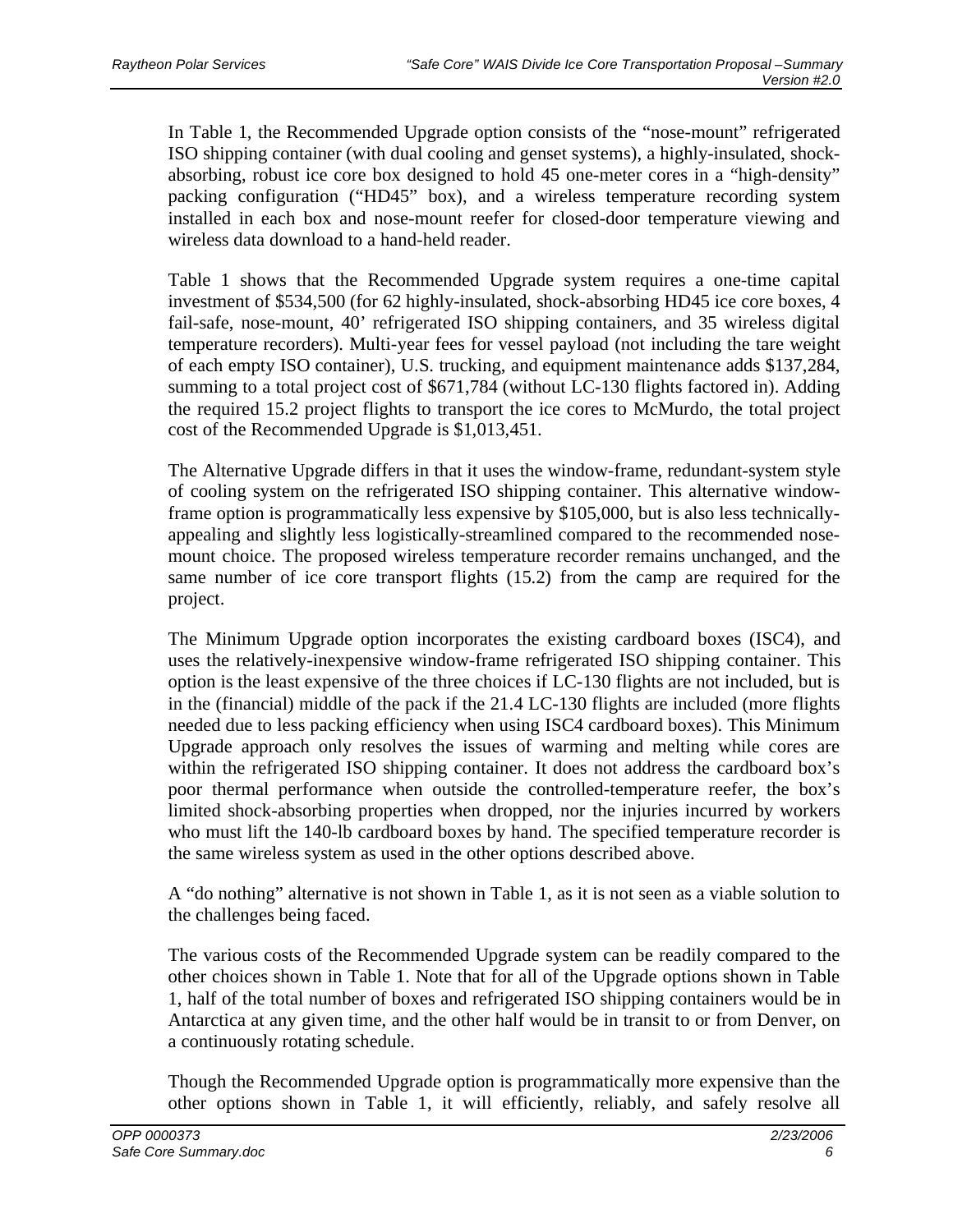In Table 1, the Recommended Upgrade option consists of the "nose-mount" refrigerated ISO shipping container (with dual cooling and genset systems), a highly-insulated, shock-absorbing, robust ice core box designed to hold 45 one-meter cores in a "high-density" packing configuration ("HD45" box), and a wireless temperature recording system installed in each box and nose-mount reefer for closed-door temperature viewing and wireless data download to a hand-held reader.

Table 1 shows that the Recommended Upgrade system requires a one-time capital investment of $534,500 (for 62 highly-insulated, shock-absorbing HD45 ice core boxes, 4 fail-safe, nose-mount, 40' refrigerated ISO shipping containers, and 35 wireless digital temperature recorders). Multi-year fees for vessel payload (not including the tare weight of each empty ISO container), U.S. trucking, and equipment maintenance adds $137,284, summing to a total project cost of $671,784 (without LC-130 flights factored in). Adding the required 15.2 project flights to transport the ice cores to McMurdo, the total project cost of the Recommended Upgrade is $1,013,451.

The Alternative Upgrade differs in that it uses the window-frame, redundant-system style of cooling system on the refrigerated ISO shipping container. This alternative window-frame option is programmatically less expensive by $105,000, but is also less technically-appealing and slightly less logistically-streamlined compared to the recommended nose-mount choice. The proposed wireless temperature recorder remains unchanged, and the same number of ice core transport flights (15.2) from the camp are required for the project.

The Minimum Upgrade option incorporates the existing cardboard boxes (ISC4), and uses the relatively-inexpensive window-frame refrigerated ISO shipping container. This option is the least expensive of the three choices if LC-130 flights are not included, but is in the (financial) middle of the pack if the 21.4 LC-130 flights are included (more flights needed due to less packing efficiency when using ISC4 cardboard boxes). This Minimum Upgrade approach only resolves the issues of warming and melting while cores are within the refrigerated ISO shipping container. It does not address the cardboard box's poor thermal performance when outside the controlled-temperature reefer, the box's limited shock-absorbing properties when dropped, nor the injuries incurred by workers who must lift the 140-lb cardboard boxes by hand. The specified temperature recorder is the same wireless system as used in the other options described above.

A "do nothing" alternative is not shown in Table 1, as it is not seen as a viable solution to the challenges being faced.

The various costs of the Recommended Upgrade system can be readily compared to the other choices shown in Table 1. Note that for all of the Upgrade options shown in Table 1, half of the total number of boxes and refrigerated ISO shipping containers would be in Antarctica at any given time, and the other half would be in transit to or from Denver, on a continuously rotating schedule.

Though the Recommended Upgrade option is programmatically more expensive than the other options shown in Table 1, it will efficiently, reliably, and safely resolve all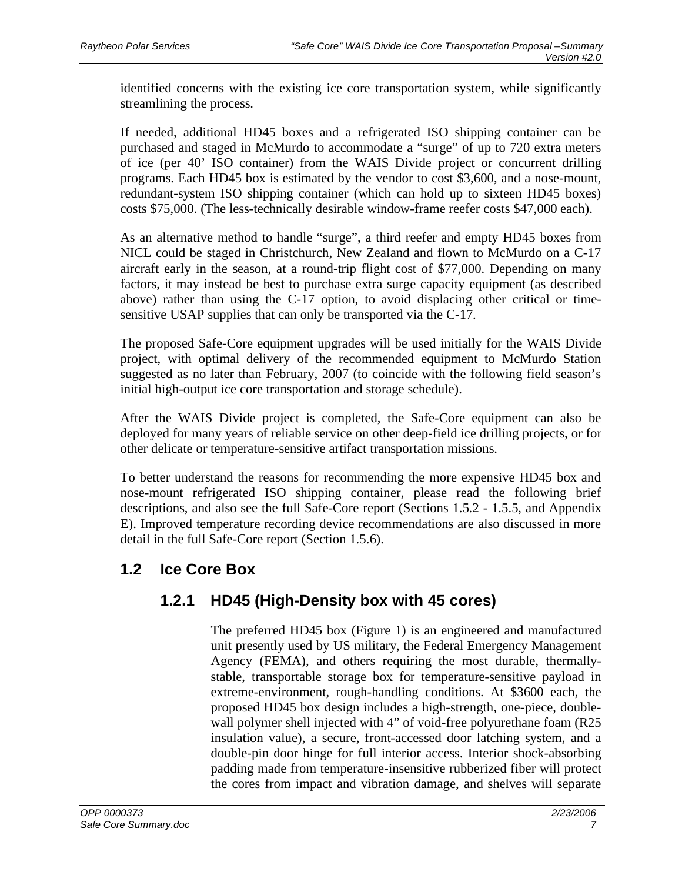identified concerns with the existing ice core transportation system, while significantly streamlining the process.

If needed, additional HD45 boxes and a refrigerated ISO shipping container can be purchased and staged in McMurdo to accommodate a "surge" of up to 720 extra meters of ice (per 40' ISO container) from the WAIS Divide project or concurrent drilling programs. Each HD45 box is estimated by the vendor to cost $3,600, and a nose-mount, redundant-system ISO shipping container (which can hold up to sixteen HD45 boxes) costs $75,000. (The less-technically desirable window-frame reefer costs $47,000 each).

As an alternative method to handle "surge", a third reefer and empty HD45 boxes from NICL could be staged in Christchurch, New Zealand and flown to McMurdo on a C-17 aircraft early in the season, at a round-trip flight cost of $77,000. Depending on many factors, it may instead be best to purchase extra surge capacity equipment (as described above) rather than using the C-17 option, to avoid displacing other critical or time-sensitive USAP supplies that can only be transported via the C-17.

The proposed Safe-Core equipment upgrades will be used initially for the WAIS Divide project, with optimal delivery of the recommended equipment to McMurdo Station suggested as no later than February, 2007 (to coincide with the following field season's initial high-output ice core transportation and storage schedule).

After the WAIS Divide project is completed, the Safe-Core equipment can also be deployed for many years of reliable service on other deep-field ice drilling projects, or for other delicate or temperature-sensitive artifact transportation missions.

To better understand the reasons for recommending the more expensive HD45 box and nose-mount refrigerated ISO shipping container, please read the following brief descriptions, and also see the full Safe-Core report (Sections 1.5.2 - 1.5.5, and Appendix E). Improved temperature recording device recommendations are also discussed in more detail in the full Safe-Core report (Section 1.5.6).

## 1.2 Ice Core Box

### 1.2.1 HD45 (High-Density box with 45 cores)

The preferred HD45 box (Figure 1) is an engineered and manufactured unit presently used by US military, the Federal Emergency Management Agency (FEMA), and others requiring the most durable, thermally-stable, transportable storage box for temperature-sensitive payload in extreme-environment, rough-handling conditions. At $3600 each, the proposed HD45 box design includes a high-strength, one-piece, double-wall polymer shell injected with 4" of void-free polyurethane foam (R25 insulation value), a secure, front-accessed door latching system, and a double-pin door hinge for full interior access. Interior shock-absorbing padding made from temperature-insensitive rubberized fiber will protect the cores from impact and vibration damage, and shelves will separate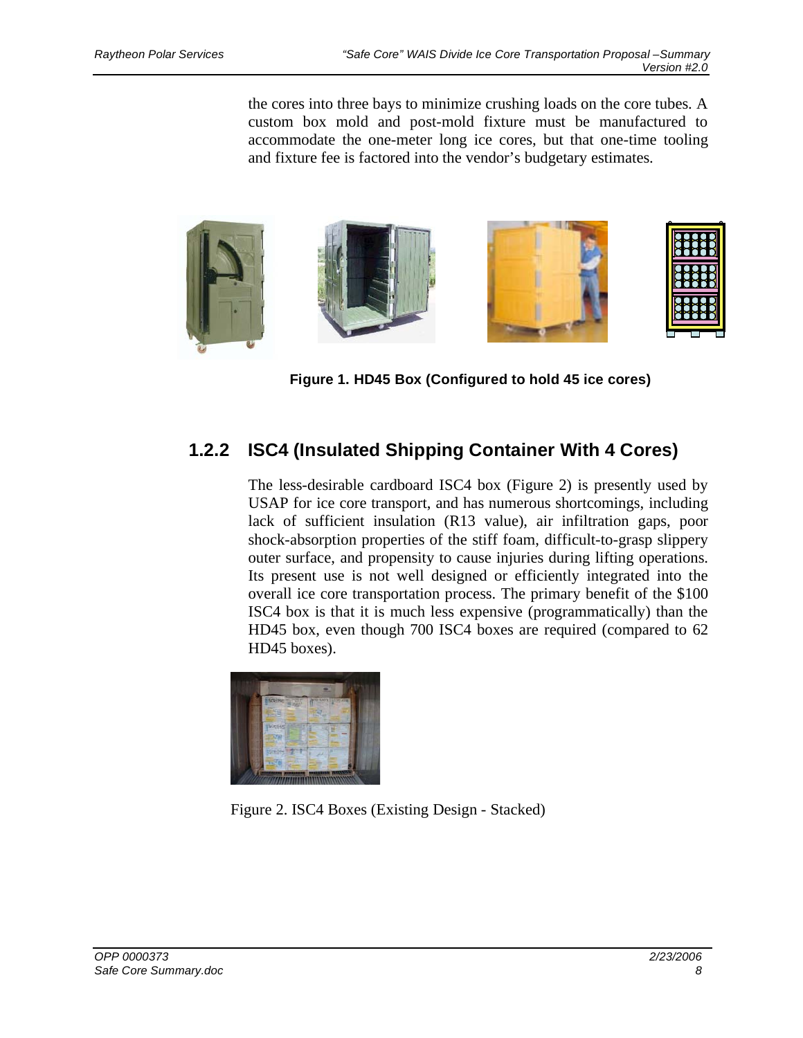the cores into three bays to minimize crushing loads on the core tubes. A custom box mold and post-mold fixture must be manufactured to accommodate the one-meter long ice cores, but that one-time tooling and fixture fee is factored into the vendor's budgetary estimates.

**Figure 1. HD45 Box (Configured to hold 45 ice cores)**

### 1.2.2 ISC4 (Insulated Shipping Container With 4 Cores)

The less-desirable cardboard ISC4 box (Figure 2) is presently used by USAP for ice core transport, and has numerous shortcomings, including lack of sufficient insulation (R13 value), air infiltration gaps, poor shock-absorption properties of the stiff foam, difficult-to-grasp slippery outer surface, and propensity to cause injuries during lifting operations. Its present use is not well designed or efficiently integrated into the overall ice core transportation process. The primary benefit of the $100 ISC4 box is that it is much less expensive (programmatically) than the HD45 box, even though 700 ISC4 boxes are required (compared to 62 HD45 boxes).

Figure 2. ISC4 Boxes (Existing Design - Stacked)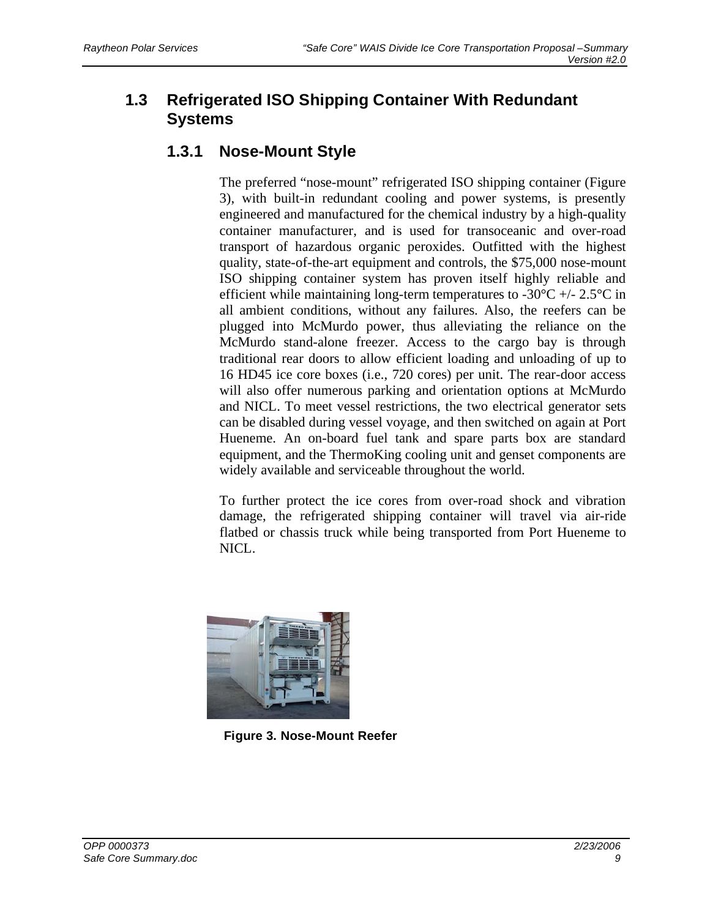## 1.3 Refrigerated ISO Shipping Container With Redundant Systems

### 1.3.1 Nose-Mount Style

The preferred "nose-mount" refrigerated ISO shipping container (Figure 3), with built-in redundant cooling and power systems, is presently engineered and manufactured for the chemical industry by a high-quality container manufacturer, and is used for transoceanic and over-road transport of hazardous organic peroxides. Outfitted with the highest quality, state-of-the-art equipment and controls, the $75,000 nose-mount ISO shipping container system has proven itself highly reliable and efficient while maintaining long-term temperatures to -30°C +/- 2.5°C in all ambient conditions, without any failures. Also, the reefers can be plugged into McMurdo power, thus alleviating the reliance on the McMurdo stand-alone freezer. Access to the cargo bay is through traditional rear doors to allow efficient loading and unloading of up to 16 HD45 ice core boxes (i.e., 720 cores) per unit. The rear-door access will also offer numerous parking and orientation options at McMurdo and NICL. To meet vessel restrictions, the two electrical generator sets can be disabled during vessel voyage, and then switched on again at Port Hueneme. An on-board fuel tank and spare parts box are standard equipment, and the ThermoKing cooling unit and genset components are widely available and serviceable throughout the world.

To further protect the ice cores from over-road shock and vibration damage, the refrigerated shipping container will travel via air-ride flatbed or chassis truck while being transported from Port Hueneme to NICL.

**Figure 3. Nose-Mount Reefer**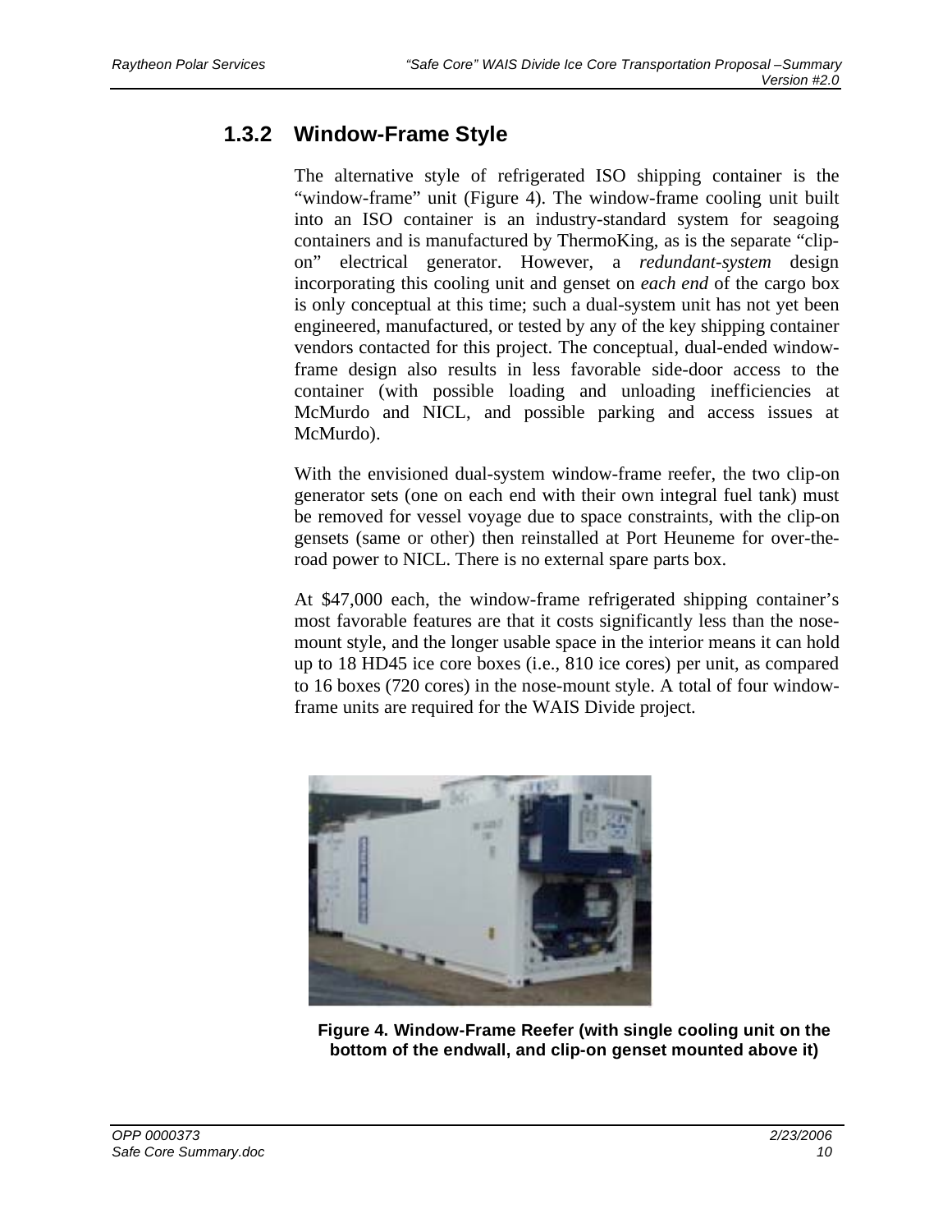### 1.3.2 Window-Frame Style

The alternative style of refrigerated ISO shipping container is the "window-frame" unit (Figure 4). The window-frame cooling unit built into an ISO container is an industry-standard system for seagoing containers and is manufactured by ThermoKing, as is the separate "clip-on" electrical generator. However, a *redundant-system* design incorporating this cooling unit and genset on *each end* of the cargo box is only conceptual at this time; such a dual-system unit has not yet been engineered, manufactured, or tested by any of the key shipping container vendors contacted for this project. The conceptual, dual-ended window-frame design also results in less favorable side-door access to the container (with possible loading and unloading inefficiencies at McMurdo and NICL, and possible parking and access issues at McMurdo).

With the envisioned dual-system window-frame reefer, the two clip-on generator sets (one on each end with their own integral fuel tank) must be removed for vessel voyage due to space constraints, with the clip-on gensets (same or other) then reinstalled at Port Heuneme for over-the-road power to NICL. There is no external spare parts box.

At $47,000 each, the window-frame refrigerated shipping container's most favorable features are that it costs significantly less than the nose-mount style, and the longer usable space in the interior means it can hold up to 18 HD45 ice core boxes (i.e., 810 ice cores) per unit, as compared to 16 boxes (720 cores) in the nose-mount style. A total of four window-frame units are required for the WAIS Divide project.

**Figure 4. Window-Frame Reefer (with single cooling unit on the bottom of the endwall, and clip-on genset mounted above it)**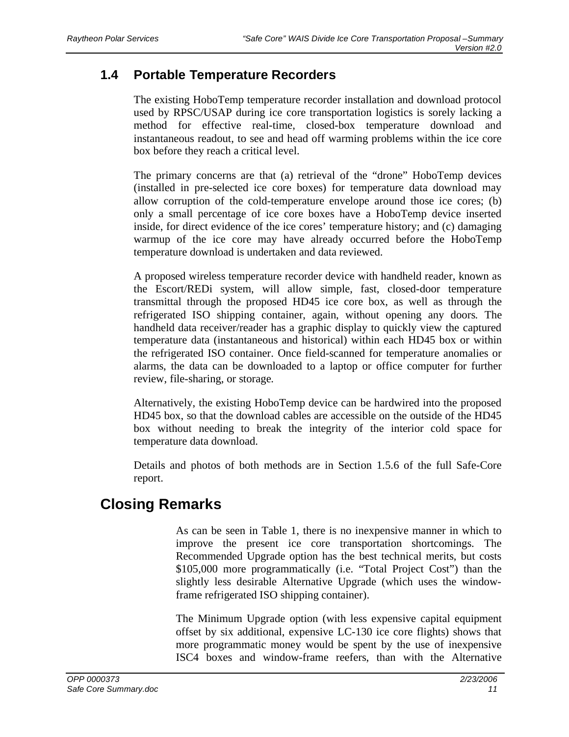## 1.4 Portable Temperature Recorders

The existing HoboTemp temperature recorder installation and download protocol used by RPSC/USAP during ice core transportation logistics is sorely lacking a method for effective real-time, closed-box temperature download and instantaneous readout, to see and head off warming problems within the ice core box before they reach a critical level.

The primary concerns are that (a) retrieval of the "drone" HoboTemp devices (installed in pre-selected ice core boxes) for temperature data download may allow corruption of the cold-temperature envelope around those ice cores; (b) only a small percentage of ice core boxes have a HoboTemp device inserted inside, for direct evidence of the ice cores' temperature history; and (c) damaging warmup of the ice core may have already occurred before the HoboTemp temperature download is undertaken and data reviewed.

A proposed wireless temperature recorder device with handheld reader, known as the Escort/REDi system, will allow simple, fast, closed-door temperature transmittal through the proposed HD45 ice core box, as well as through the refrigerated ISO shipping container, again, without opening any doors. The handheld data receiver/reader has a graphic display to quickly view the captured temperature data (instantaneous and historical) within each HD45 box or within the refrigerated ISO container. Once field-scanned for temperature anomalies or alarms, the data can be downloaded to a laptop or office computer for further review, file-sharing, or storage.

Alternatively, the existing HoboTemp device can be hardwired into the proposed HD45 box, so that the download cables are accessible on the outside of the HD45 box without needing to break the integrity of the interior cold space for temperature data download.

Details and photos of both methods are in Section 1.5.6 of the full Safe-Core report.

# Closing Remarks

As can be seen in Table 1, there is no inexpensive manner in which to improve the present ice core transportation shortcomings. The Recommended Upgrade option has the best technical merits, but costs $105,000 more programmatically (i.e. "Total Project Cost") than the slightly less desirable Alternative Upgrade (which uses the window-frame refrigerated ISO shipping container).

The Minimum Upgrade option (with less expensive capital equipment offset by six additional, expensive LC-130 ice core flights) shows that more programmatic money would be spent by the use of inexpensive ISC4 boxes and window-frame reefers, than with the Alternative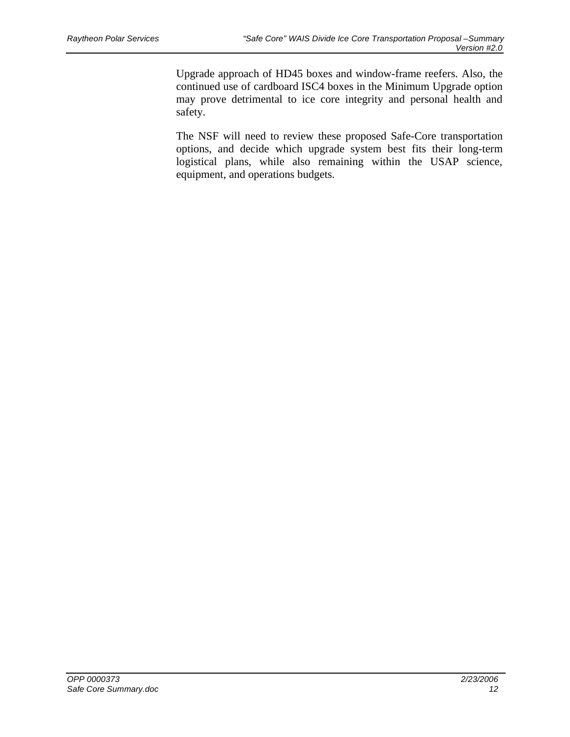Upgrade approach of HD45 boxes and window-frame reefers. Also, the continued use of cardboard ISC4 boxes in the Minimum Upgrade option may prove detrimental to ice core integrity and personal health and safety.

The NSF will need to review these proposed Safe-Core transportation options, and decide which upgrade system best fits their long-term logistical plans, while also remaining within the USAP science, equipment, and operations budgets.